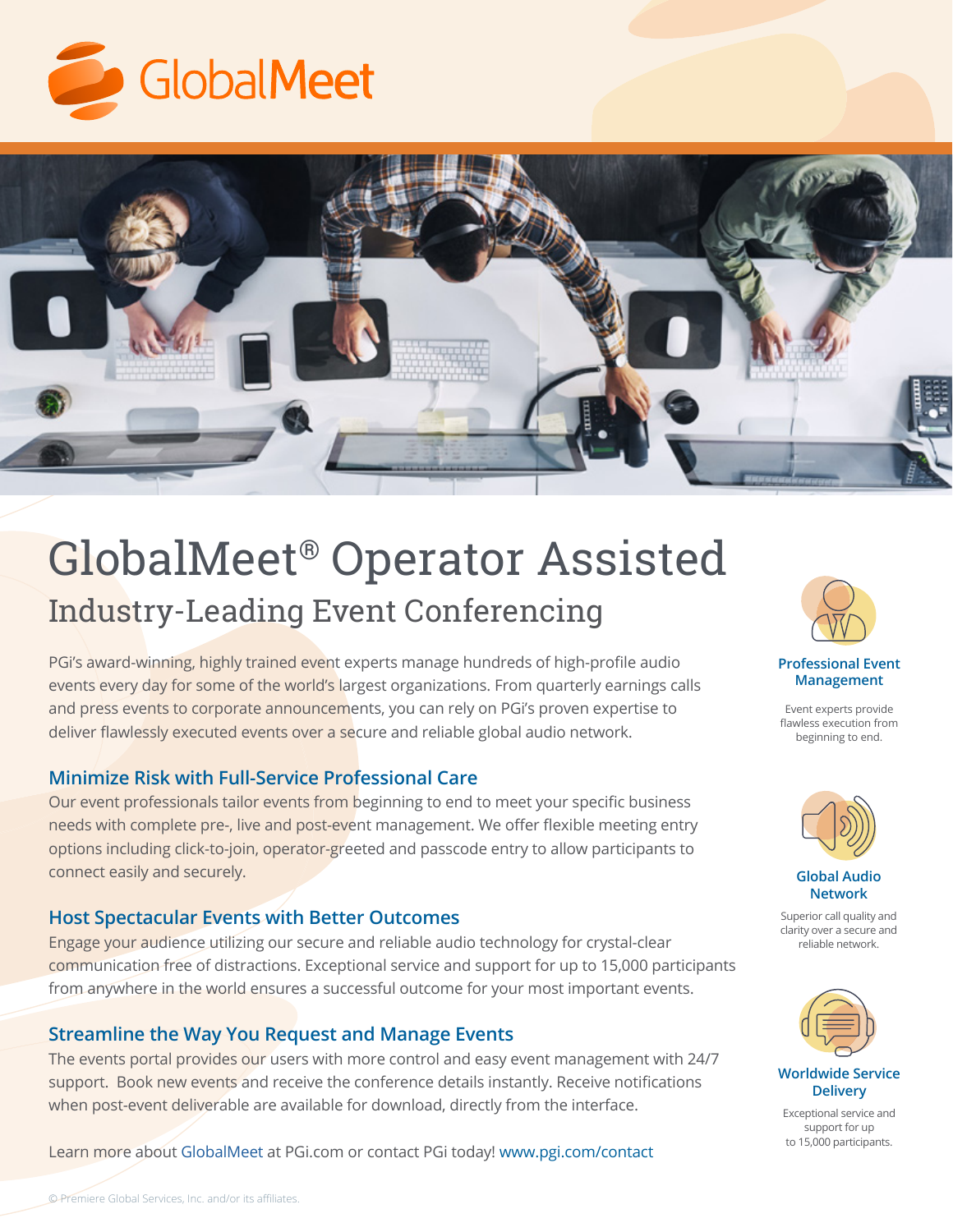GlobalMeet

# GlobalMeet® Operator Assisted

## Industry-Leading Event Conferencing

PGi's award-winning, highly trained event experts manage hundreds of high-profile audio events every day for some of the world's largest organizations. From quarterly earnings calls and press events to corporate announcements, you can rely on PGi's proven expertise to deliver flawlessly executed events over a secure and reliable global audio network.

### Minimize Risk with Full-Service Professional Care

Our event professionals tailor events from beginning to end to meet your specific business needs with complete pre-, live and post-event management. We offer flexible meeting entry options including click-to-join, operator-greeted and passcode entry to allow participants to connect easily and securely.

### Host Spectacular Events with Better Outcomes

Engage your audience utilizing our secure and reliable audio technology for crystal-clear communication free of distractions. Exceptional service and support for up to 15,000 participants from anywhere in the world ensures a successful outcome for your most important events.

### Streamline the Way You Request and Manage Events

The events portal provides our users with more control and easy event management with 24/7 support. Book new events and receive the conference details instantly. Receive notifications when post-event deliverable are available for download, directly from the interface.

Learn more about GlobalMeet at PGi.com or contact PGi today! www.pgi.com/contact

**Professional Event Management**

Event experts provide flawless execution from beginning to end.

**Global Audio Network**

Superior call quality and clarity over a secure and reliable network.

**Worldwide Service Delivery**

Exceptional service and support for up to 15,000 participants.

© Premiere Global Services, Inc. and/or its affiliates.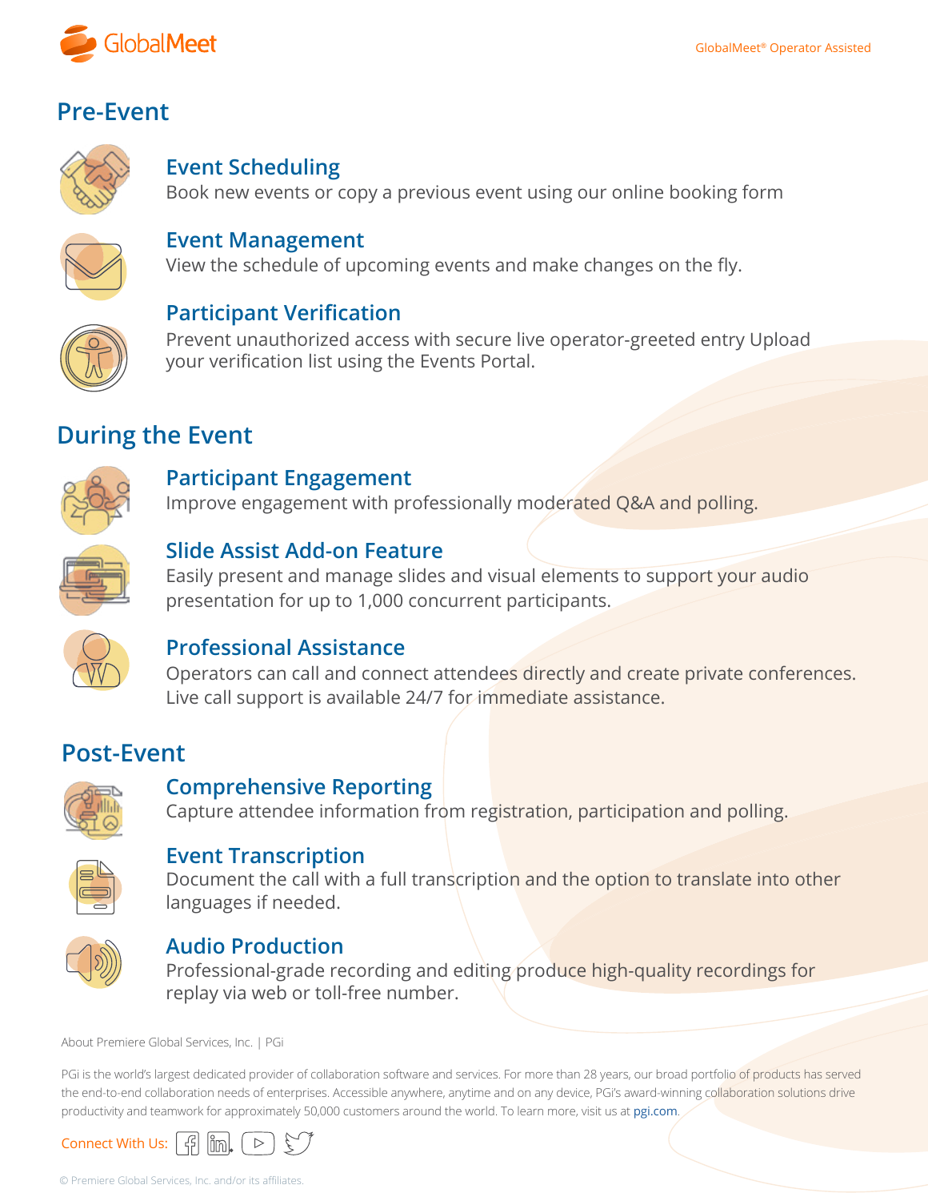## Pre-Event

### Event Scheduling

Book new events or copy a previous event using our online booking form

### Event Management

View the schedule of upcoming events and make changes on the fly.

### Participant Verification

Prevent unauthorized access with secure live operator-greeted entry Upload your verification list using the Events Portal.

## During the Event

### Participant Engagement

Improve engagement with professionally moderated Q&A and polling.

### Slide Assist Add-on Feature

Easily present and manage slides and visual elements to support your audio presentation for up to 1,000 concurrent participants.

### Professional Assistance

Operators can call and connect attendees directly and create private conferences. Live call support is available 24/7 for immediate assistance.

## Post-Event

### Comprehensive Reporting

Capture attendee information from registration, participation and polling.

### Event Transcription

Document the call with a full transcription and the option to translate into other languages if needed.

### Audio Production

Professional-grade recording and editing produce high-quality recordings for replay via web or toll-free number.

About Premiere Global Services, Inc. | PGi

PGi is the world's largest dedicated provider of collaboration software and services. For more than 28 years, our broad portfolio of products has served the end-to-end collaboration needs of enterprises. Accessible anywhere, anytime and on any device, PGi's award-winning collaboration solutions drive productivity and teamwork for approximately 50,000 customers around the world. To learn more, visit us at pgi.com.

Connect With Us:

© Premiere Global Services, Inc. and/or its affiliates.